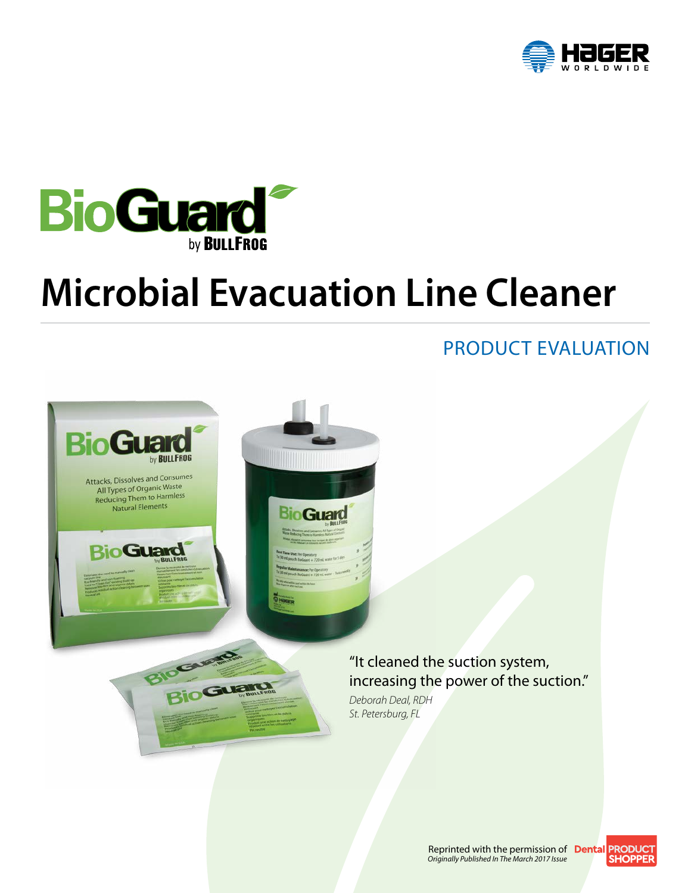HAGER WORLDWIDE

# BioGuard by BULLFROG

# Microbial Evacuation Line Cleaner

## PRODUCT EVALUATION

"It cleaned the suction system, increasing the power of the suction."

*Deborah Deal, RDH*
*St. Petersburg, FL*

Reprinted with the permission of Dental PRODUCT SHOPPER
*Originally Published In The March 2017 Issue*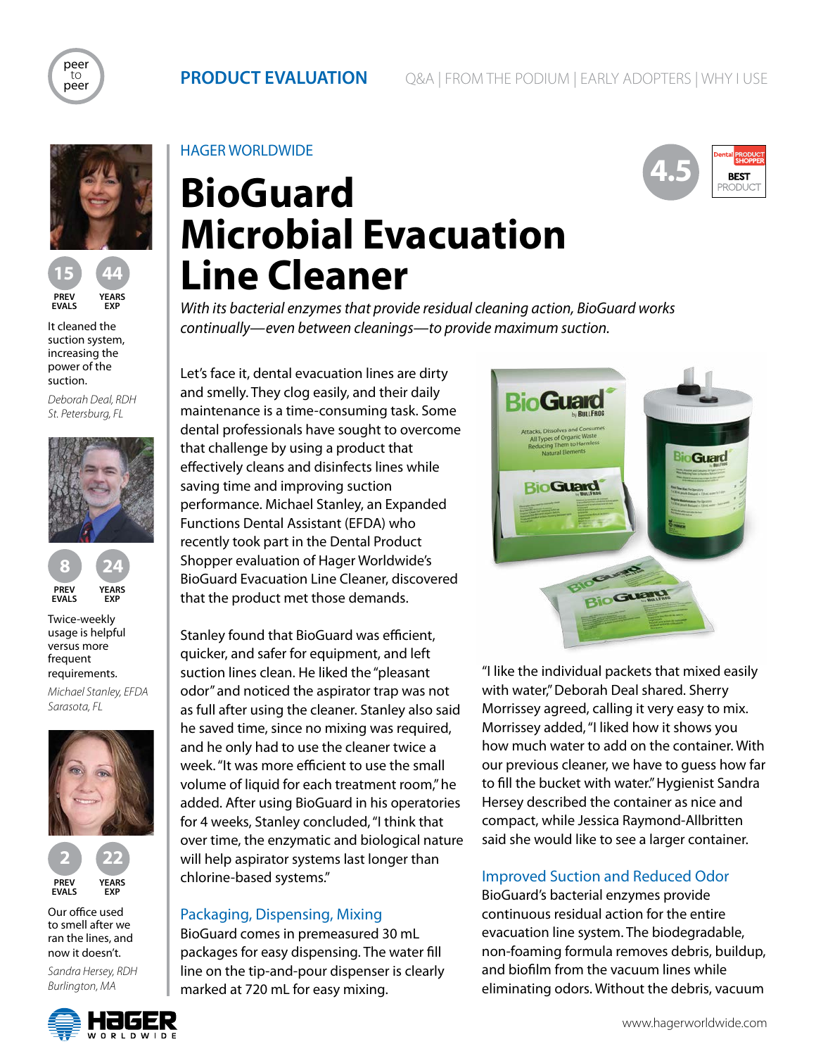peer to peer

**PRODUCT EVALUATION** Q&A | FROM THE PODIUM | EARLY ADOPTERS | WHY I USE

HAGER WORLDWIDE

# BioGuard Microbial Evacuation Line Cleaner

4.5

Dental PRODUCT SHOPPER **BEST** PRODUCT

*With its bacterial enzymes that provide residual cleaning action, BioGuard works continually—even between cleanings—to provide maximum suction.*

15 PREV EVALS | 44 YEARS EXP

It cleaned the suction system, increasing the power of the suction.

*Deborah Deal, RDH*
*St. Petersburg, FL*

8 PREV EVALS | 24 YEARS EXP

Twice-weekly usage is helpful versus more frequent requirements.

*Michael Stanley, EFDA*
*Sarasota, FL*

2 PREV EVALS | 22 YEARS EXP

Our office used to smell after we ran the lines, and now it doesn't.

*Sandra Hersey, RDH*
*Burlington, MA*

Let's face it, dental evacuation lines are dirty and smelly. They clog easily, and their daily maintenance is a time-consuming task. Some dental professionals have sought to overcome that challenge by using a product that effectively cleans and disinfects lines while saving time and improving suction performance. Michael Stanley, an Expanded Functions Dental Assistant (EFDA) who recently took part in the Dental Product Shopper evaluation of Hager Worldwide's BioGuard Evacuation Line Cleaner, discovered that the product met those demands.

Stanley found that BioGuard was efficient, quicker, and safer for equipment, and left suction lines clean. He liked the "pleasant odor" and noticed the aspirator trap was not as full after using the cleaner. Stanley also said he saved time, since no mixing was required, and he only had to use the cleaner twice a week. "It was more efficient to use the small volume of liquid for each treatment room," he added. After using BioGuard in his operatories for 4 weeks, Stanley concluded, "I think that over time, the enzymatic and biological nature will help aspirator systems last longer than chlorine-based systems."

## Packaging, Dispensing, Mixing

BioGuard comes in premeasured 30 mL packages for easy dispensing. The water fill line on the tip-and-pour dispenser is clearly marked at 720 mL for easy mixing.

"I like the individual packets that mixed easily with water," Deborah Deal shared. Sherry Morrissey agreed, calling it very easy to mix. Morrissey added, "I liked how it shows you how much water to add on the container. With our previous cleaner, we have to guess how far to fill the bucket with water." Hygienist Sandra Hersey described the container as nice and compact, while Jessica Raymond-Allbritten said she would like to see a larger container.

## Improved Suction and Reduced Odor

BioGuard's bacterial enzymes provide continuous residual action for the entire evacuation line system. The biodegradable, non-foaming formula removes debris, buildup, and biofilm from the vacuum lines while eliminating odors. Without the debris, vacuum

HAGER WORLDWIDE

www.hagerworldwide.com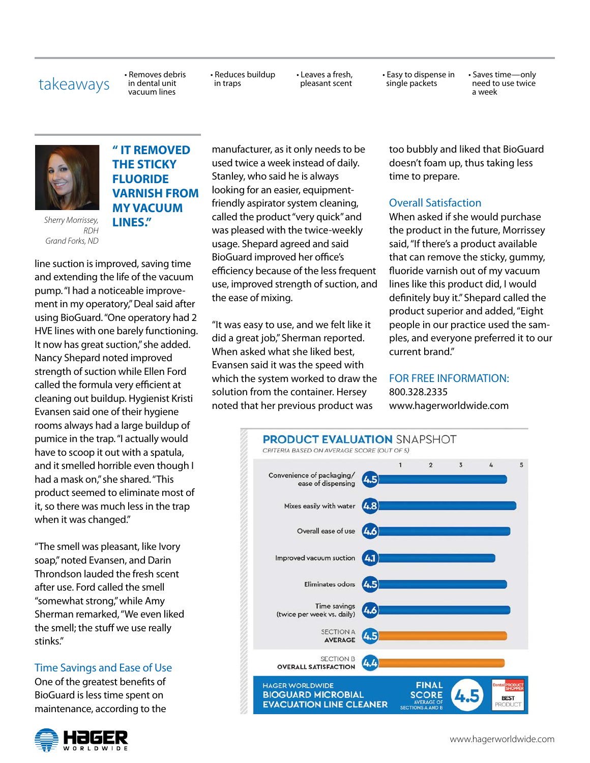## takeaways

- Removes debris in dental unit vacuum lines
- Reduces buildup in traps
- Leaves a fresh, pleasant scent
- Easy to dispense in single packets
- Saves time—only need to use twice a week

*Sherry Morrissey, RDH*
*Grand Forks, ND*

**" IT REMOVED THE STICKY FLUORIDE VARNISH FROM MY VACUUM LINES."**

line suction is improved, saving time and extending the life of the vacuum pump. "I had a noticeable improvement in my operatory," Deal said after using BioGuard. "One operatory had 2 HVE lines with one barely functioning. It now has great suction," she added. Nancy Shepard noted improved strength of suction while Ellen Ford called the formula very efficient at cleaning out buildup. Hygienist Kristi Evansen said one of their hygiene rooms always had a large buildup of pumice in the trap. "I actually would have to scoop it out with a spatula, and it smelled horrible even though I had a mask on," she shared. "This product seemed to eliminate most of it, so there was much less in the trap when it was changed."

"The smell was pleasant, like Ivory soap," noted Evansen, and Darin Throndson lauded the fresh scent after use. Ford called the smell "somewhat strong," while Amy Sherman remarked, "We even liked the smell; the stuff we use really stinks."

### Time Savings and Ease of Use

One of the greatest benefits of BioGuard is less time spent on maintenance, according to the manufacturer, as it only needs to be used twice a week instead of daily. Stanley, who said he is always looking for an easier, equipment-friendly aspirator system cleaning, called the product "very quick" and was pleased with the twice-weekly usage. Shepard agreed and said BioGuard improved her office's efficiency because of the less frequent use, improved strength of suction, and the ease of mixing.

"It was easy to use, and we felt like it did a great job," Sherman reported. When asked what she liked best, Evansen said it was the speed with which the system worked to draw the solution from the container. Hersey noted that her previous product was too bubbly and liked that BioGuard doesn't foam up, thus taking less time to prepare.

### Overall Satisfaction

When asked if she would purchase the product in the future, Morrissey said, "If there's a product available that can remove the sticky, gummy, fluoride varnish out of my vacuum lines like this product did, I would definitely buy it." Shepard called the product superior and added, "Eight people in our practice used the samples, and everyone preferred it to our current brand."

### FOR FREE INFORMATION:

800.328.2335
www.hagerworldwide.com

## PRODUCT EVALUATION SNAPSHOT

CRITERIA BASED ON AVERAGE SCORE (OUT OF 5)

| Criteria | Score |
|---|---|
| Convenience of packaging/ ease of dispensing | 4.5 |
| Mixes easily with water | 4.8 |
| Overall ease of use | 4.6 |
| Improved vacuum suction | 4.1 |
| Eliminates odors | 4.5 |
| Time savings (twice per week vs. daily) | 4.6 |
| SECTION A AVERAGE | 4.5 |
| SECTION B OVERALL SATISFACTION | 4.4 |

HAGER WORLDWIDE
**BIOGUARD MICROBIAL EVACUATION LINE CLEANER**

**FINAL SCORE** 4.5
AVERAGE OF SECTIONS A AND B

Dental Product Shopper BEST PRODUCT

HAGER WORLDWIDE

www.hagerworldwide.com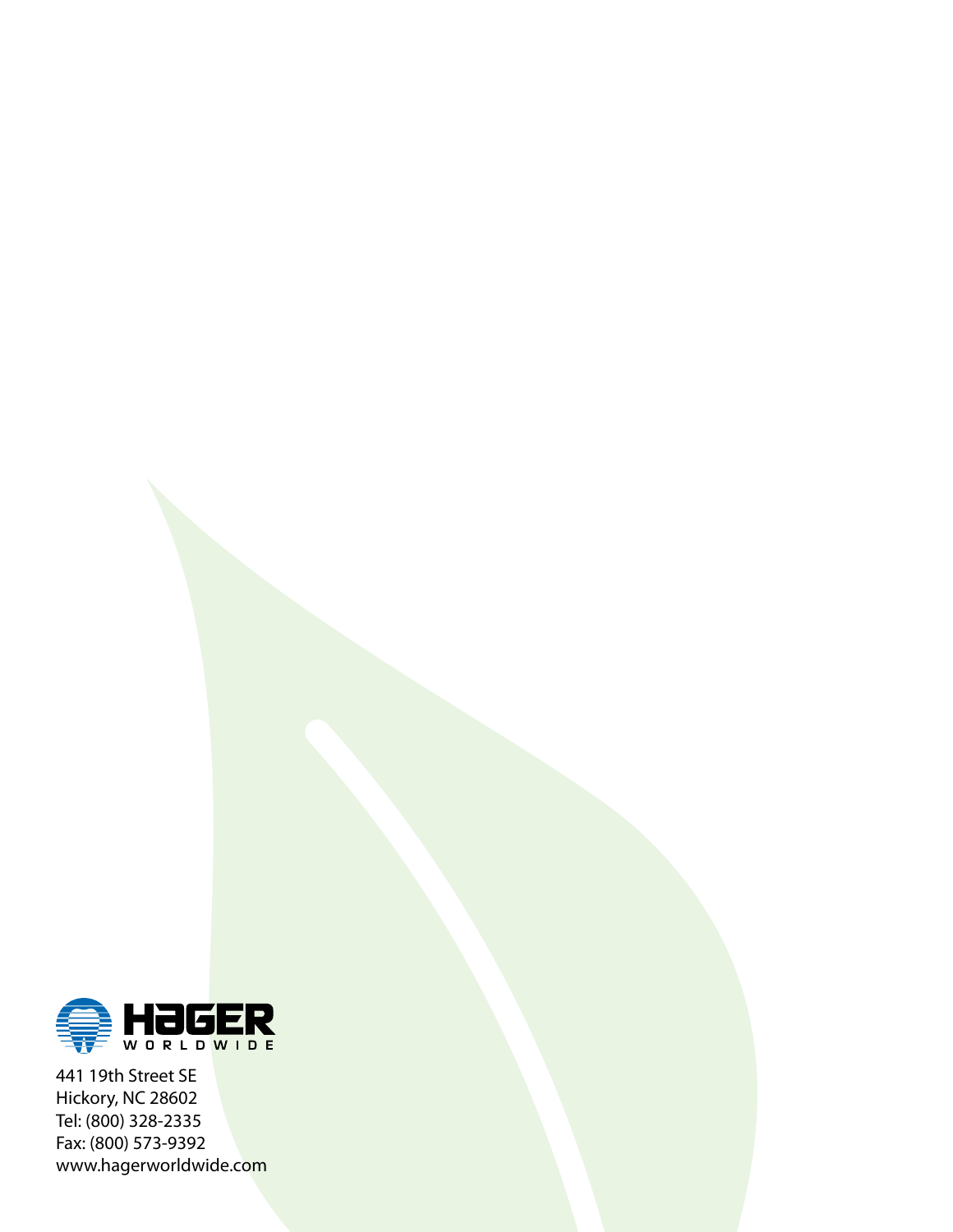HAGER WORLDWIDE

441 19th Street SE
Hickory, NC 28602
Tel: (800) 328-2335
Fax: (800) 573-9392
www.hagerworldwide.com